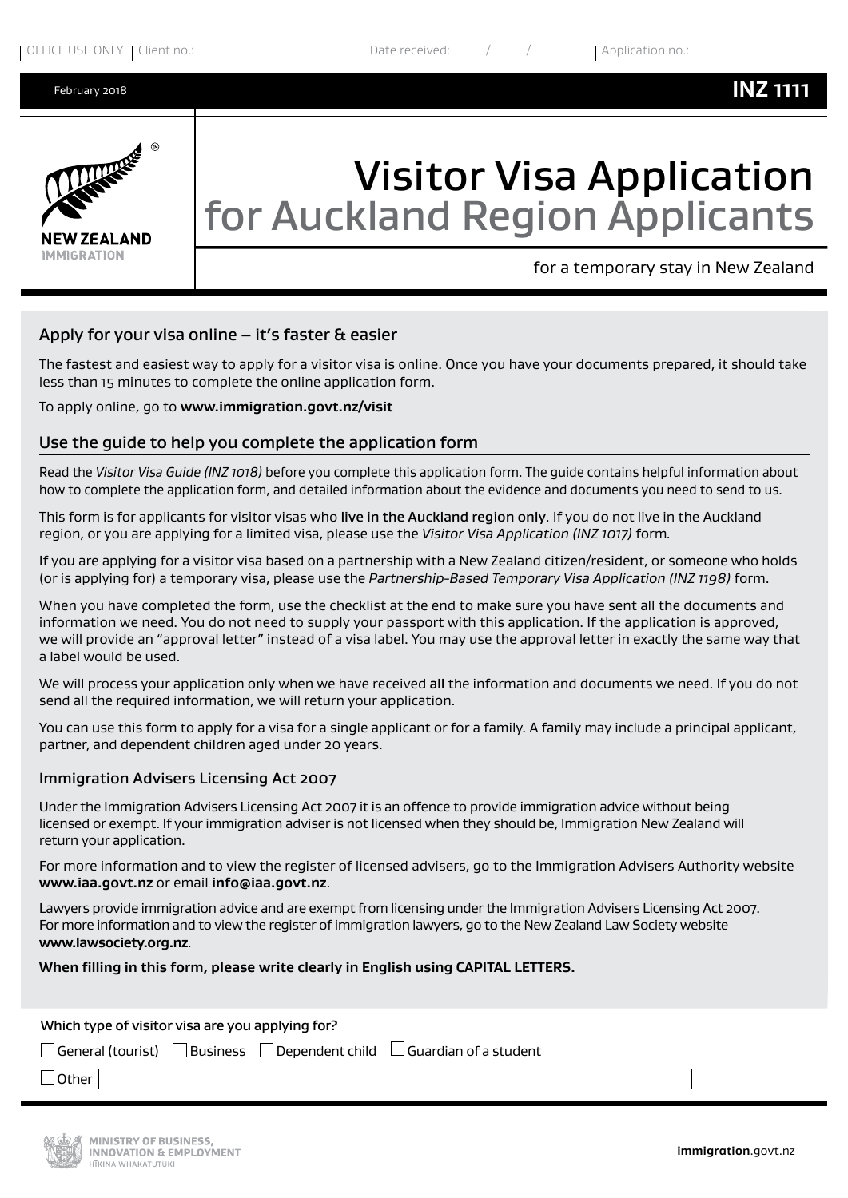OFFICE USE ONLY | Client no.: | Date received: / / | Application no.:

February 2018 **INZ 1111**

NEW ZEALAND IMMIGRATION

# Visitor Visa Application for Auckland Region Applicants

for a temporary stay in New Zealand

## Apply for your visa online – it's faster & easier

The fastest and easiest way to apply for a visitor visa is online. Once you have your documents prepared, it should take less than 15 minutes to complete the online application form.

To apply online, go to **www.immigration.govt.nz/visit**

## Use the guide to help you complete the application form

Read the *Visitor Visa Guide (INZ 1018)* before you complete this application form. The guide contains helpful information about how to complete the application form, and detailed information about the evidence and documents you need to send to us.

This form is for applicants for visitor visas who live in the Auckland region only. If you do not live in the Auckland region, or you are applying for a limited visa, please use the *Visitor Visa Application (INZ 1017)* form.

If you are applying for a visitor visa based on a partnership with a New Zealand citizen/resident, or someone who holds (or is applying for) a temporary visa, please use the *Partnership-Based Temporary Visa Application (INZ 1198)* form.

When you have completed the form, use the checklist at the end to make sure you have sent all the documents and information we need. You do not need to supply your passport with this application. If the application is approved, we will provide an "approval letter" instead of a visa label. You may use the approval letter in exactly the same way that a label would be used.

We will process your application only when we have received all the information and documents we need. If you do not send all the required information, we will return your application.

You can use this form to apply for a visa for a single applicant or for a family. A family may include a principal applicant, partner, and dependent children aged under 20 years.

### Immigration Advisers Licensing Act 2007

Under the Immigration Advisers Licensing Act 2007 it is an offence to provide immigration advice without being licensed or exempt. If your immigration adviser is not licensed when they should be, Immigration New Zealand will return your application.

For more information and to view the register of licensed advisers, go to the Immigration Advisers Authority website **www.iaa.govt.nz** or email **info@iaa.govt.nz**.

Lawyers provide immigration advice and are exempt from licensing under the Immigration Advisers Licensing Act 2007. For more information and to view the register of immigration lawyers, go to the New Zealand Law Society website **www.lawsociety.org.nz**.

**When filling in this form, please write clearly in English using CAPITAL LETTERS.**

Which type of visitor visa are you applying for?

☐ General (tourist) ☐ Business ☐ Dependent child ☐ Guardian of a student

☐ Other ____________________

MINISTRY OF BUSINESS, INNOVATION & EMPLOYMENT HĪKINA WHAKATUTUKI

**immigration**.govt.nz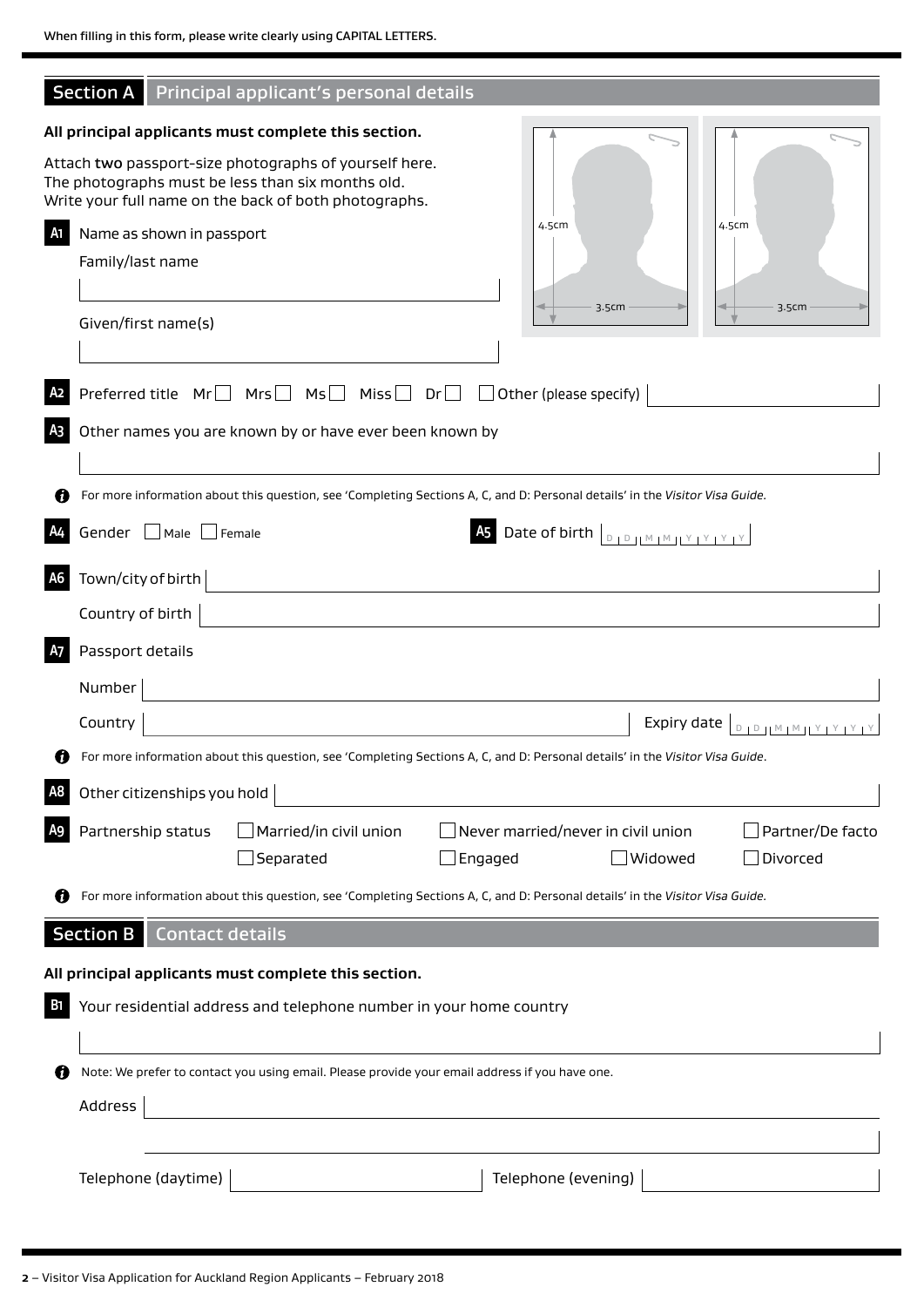When filling in this form, please write clearly using CAPITAL LETTERS.

## Section A Principal applicant's personal details

**All principal applicants must complete this section.**

Attach **two** passport-size photographs of yourself here. The photographs must be less than six months old. Write your full name on the back of both photographs.

4.5cm 3.5cm

4.5cm 3.5cm

**A1** Name as shown in passport

Family/last name

Given/first name(s)

**A2** Preferred title ☐ Mr ☐ Mrs ☐ Ms ☐ Miss ☐ Dr ☐ Other (please specify)

**A3** Other names you are known by or have ever been known by

For more information about this question, see 'Completing Sections A, C, and D: Personal details' in the *Visitor Visa Guide*.

**A4** Gender ☐ Male ☐ Female

**A5** Date of birth D D M M Y Y Y Y

**A6** Town/city of birth

Country of birth

**A7** Passport details

Number

Country

Expiry date D D M M Y Y Y Y

For more information about this question, see 'Completing Sections A, C, and D: Personal details' in the *Visitor Visa Guide*.

**A8** Other citizenships you hold

**A9** Partnership status

☐ Married/in civil union ☐ Never married/never in civil union ☐ Partner/De facto

☐ Separated ☐ Engaged ☐ Widowed ☐ Divorced

For more information about this question, see 'Completing Sections A, C, and D: Personal details' in the *Visitor Visa Guide*.

## Section B Contact details

**All principal applicants must complete this section.**

**B1** Your residential address and telephone number in your home country

Note: We prefer to contact you using email. Please provide your email address if you have one.

Address

Telephone (daytime)

Telephone (evening)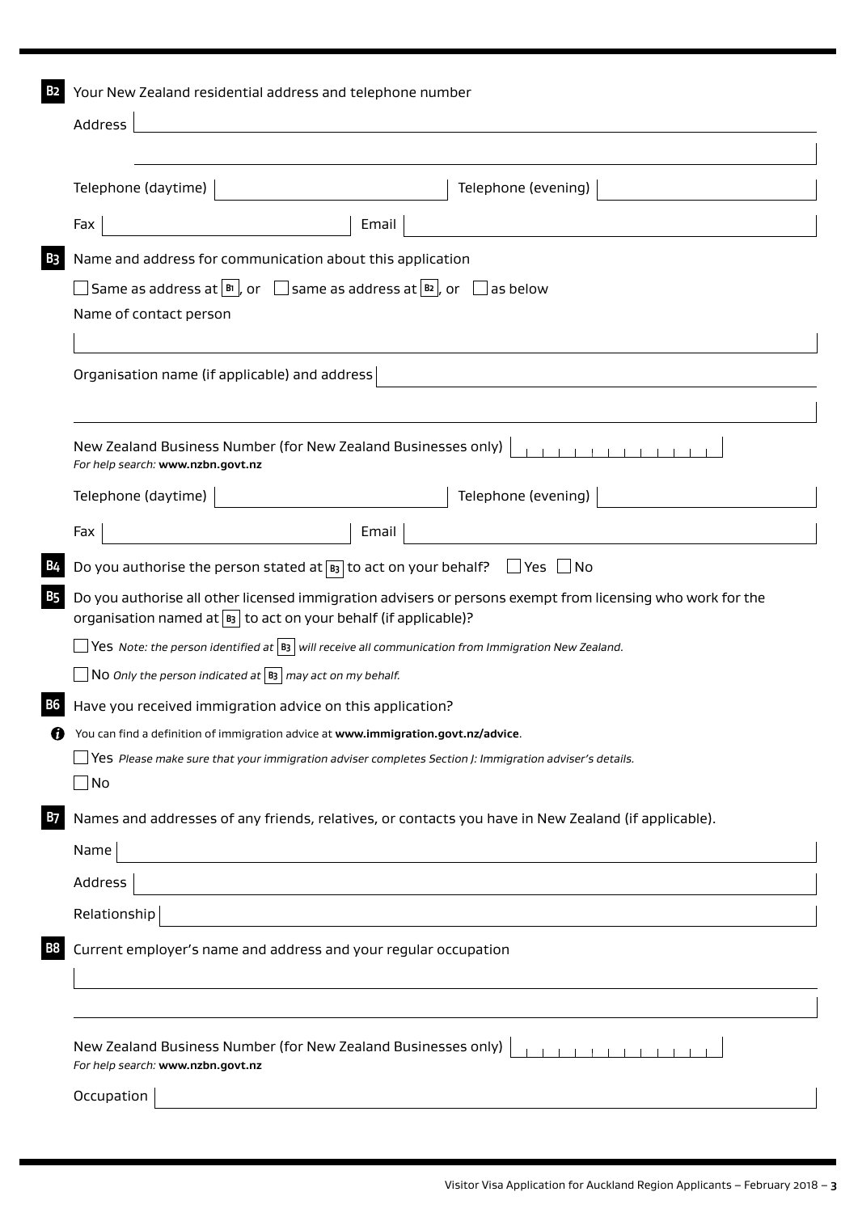**B2** Your New Zealand residential address and telephone number

Address

Telephone (daytime) | Telephone (evening)

Fax | Email

**B3** Name and address for communication about this application

☐ Same as address at **B1**, or ☐ same as address at **B2**, or ☐ as below

Name of contact person

Organisation name (if applicable) and address

New Zealand Business Number (for New Zealand Businesses only)

*For help search:* **www.nzbn.govt.nz**

Telephone (daytime) | Telephone (evening)

Fax | Email

**B4** Do you authorise the person stated at **B3** to act on your behalf? ☐ Yes ☐ No

**B5** Do you authorise all other licensed immigration advisers or persons exempt from licensing who work for the organisation named at **B3** to act on your behalf (if applicable)?

☐ Yes *Note: the person identified at* **B3** *will receive all communication from Immigration New Zealand.*

☐ No *Only the person indicated at* **B3** *may act on my behalf.*

**B6** Have you received immigration advice on this application?

You can find a definition of immigration advice at **www.immigration.govt.nz/advice**.

☐ Yes *Please make sure that your immigration adviser completes Section J: Immigration adviser's details.*

☐ No

**B7** Names and addresses of any friends, relatives, or contacts you have in New Zealand (if applicable).

Name

Address

Relationship

**B8** Current employer's name and address and your regular occupation

New Zealand Business Number (for New Zealand Businesses only)

*For help search:* **www.nzbn.govt.nz**

Occupation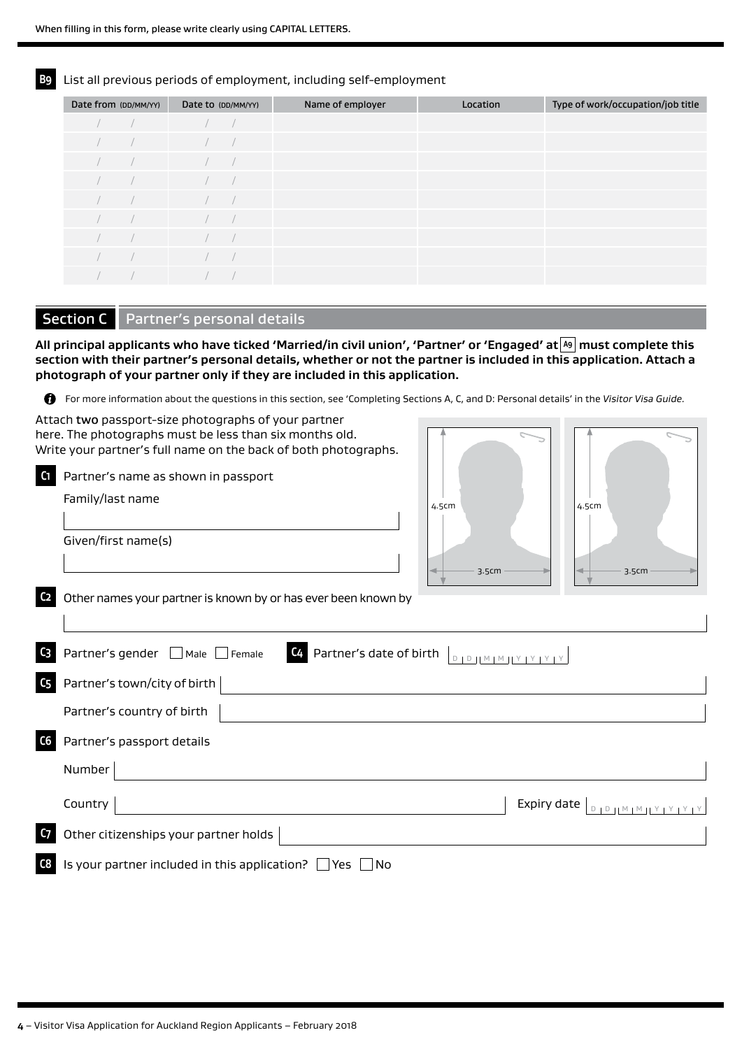When filling in this form, please write clearly using CAPITAL LETTERS.

**B9** List all previous periods of employment, including self-employment

| Date from (DD/MM/YY) | Date to (DD/MM/YY) | Name of employer | Location | Type of work/occupation/job title |
|---|---|---|---|---|
| / / | / / | | | |
| / / | / / | | | |
| / / | / / | | | |
| / / | / / | | | |
| / / | / / | | | |
| / / | / / | | | |
| / / | / / | | | |
| / / | / / | | | |
| / / | / / | | | |

## Section C Partner's personal details

**All principal applicants who have ticked 'Married/in civil union', 'Partner' or 'Engaged' at A9 must complete this section with their partner's personal details, whether or not the partner is included in this application. Attach a photograph of your partner only if they are included in this application.**

For more information about the questions in this section, see 'Completing Sections A, C, and D: Personal details' in the *Visitor Visa Guide*.

Attach **two** passport-size photographs of your partner here. The photographs must be less than six months old. Write your partner's full name on the back of both photographs.

4.5cm × 3.5cm    4.5cm × 3.5cm

**C1** Partner's name as shown in passport

Family/last name ____________________

Given/first name(s) ____________________

**C2** Other names your partner is known by or has ever been known by ____________________

**C3** Partner's gender ☐ Male ☐ Female

**C4** Partner's date of birth DD MM YYYY

**C5** Partner's town/city of birth ____________________

Partner's country of birth ____________________

**C6** Partner's passport details

Number ____________________

Country ____________________ Expiry date DD MM YYYY

**C7** Other citizenships your partner holds ____________________

**C8** Is your partner included in this application? ☐ Yes ☐ No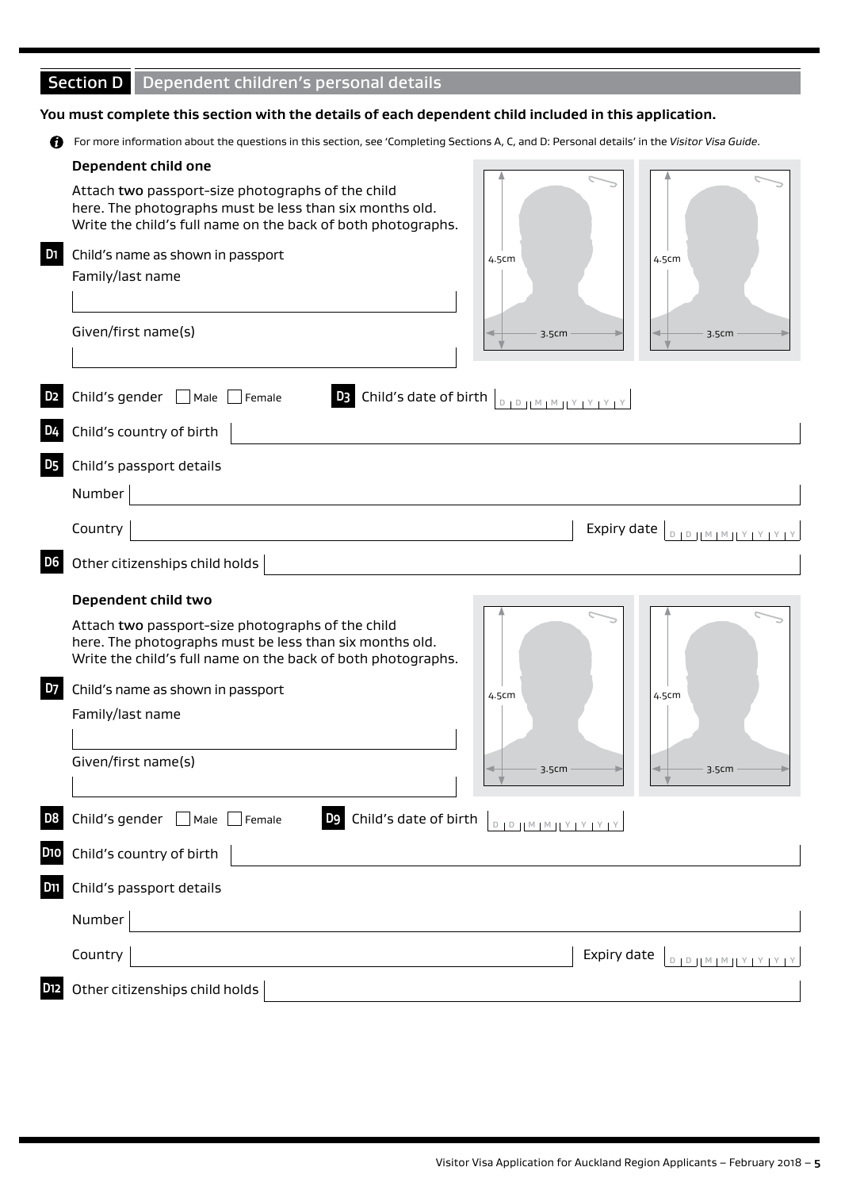## Section D Dependent children's personal details

**You must complete this section with the details of each dependent child included in this application.**

For more information about the questions in this section, see 'Completing Sections A, C, and D: Personal details' in the *Visitor Visa Guide*.

### Dependent child one

Attach **two** passport-size photographs of the child here. The photographs must be less than six months old. Write the child's full name on the back of both photographs.

4.5cm 3.5cm

4.5cm 3.5cm

**D1** Child's name as shown in passport

Family/last name

Given/first name(s)

**D2** Child's gender ☐ Male ☐ Female

**D3** Child's date of birth D D M M Y Y Y Y

**D4** Child's country of birth

**D5** Child's passport details

Number

Country

Expiry date D D M M Y Y Y Y

**D6** Other citizenships child holds

### Dependent child two

Attach **two** passport-size photographs of the child here. The photographs must be less than six months old. Write the child's full name on the back of both photographs.

4.5cm 3.5cm

4.5cm 3.5cm

**D7** Child's name as shown in passport

Family/last name

Given/first name(s)

**D8** Child's gender ☐ Male ☐ Female

**D9** Child's date of birth D D M M Y Y Y Y

**D10** Child's country of birth

**D11** Child's passport details

Number

Country

Expiry date D D M M Y Y Y Y

**D12** Other citizenships child holds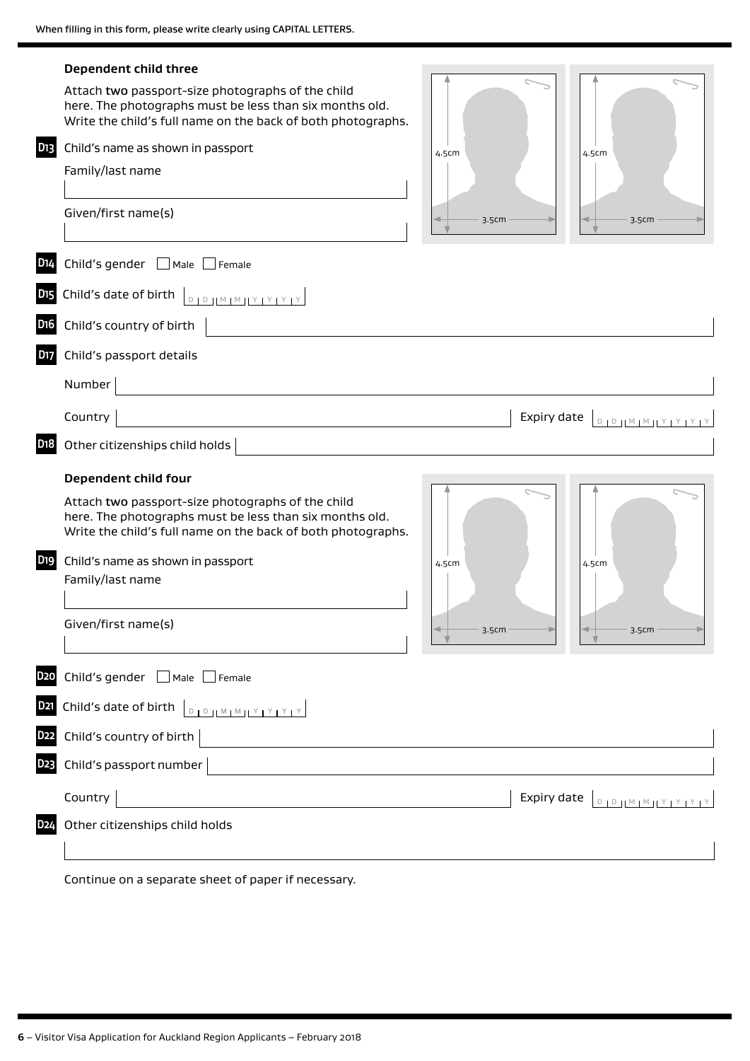When filling in this form, please write clearly using CAPITAL LETTERS.

### Dependent child three

Attach **two** passport-size photographs of the child here. The photographs must be less than six months old. Write the child's full name on the back of both photographs.

4.5cm 3.5cm 4.5cm 3.5cm

**D13** Child's name as shown in passport

Family/last name

Given/first name(s)

**D14** Child's gender ☐ Male ☐ Female

**D15** Child's date of birth D D M M Y Y Y Y

**D16** Child's country of birth

**D17** Child's passport details

Number

Country

Expiry date D D M M Y Y Y Y

**D18** Other citizenships child holds

### Dependent child four

Attach **two** passport-size photographs of the child here. The photographs must be less than six months old. Write the child's full name on the back of both photographs.

4.5cm 3.5cm 4.5cm 3.5cm

**D19** Child's name as shown in passport

Family/last name

Given/first name(s)

**D20** Child's gender ☐ Male ☐ Female

**D21** Child's date of birth D D M M Y Y Y Y

**D22** Child's country of birth

**D23** Child's passport number

Country

Expiry date D D M M Y Y Y Y

**D24** Other citizenships child holds

Continue on a separate sheet of paper if necessary.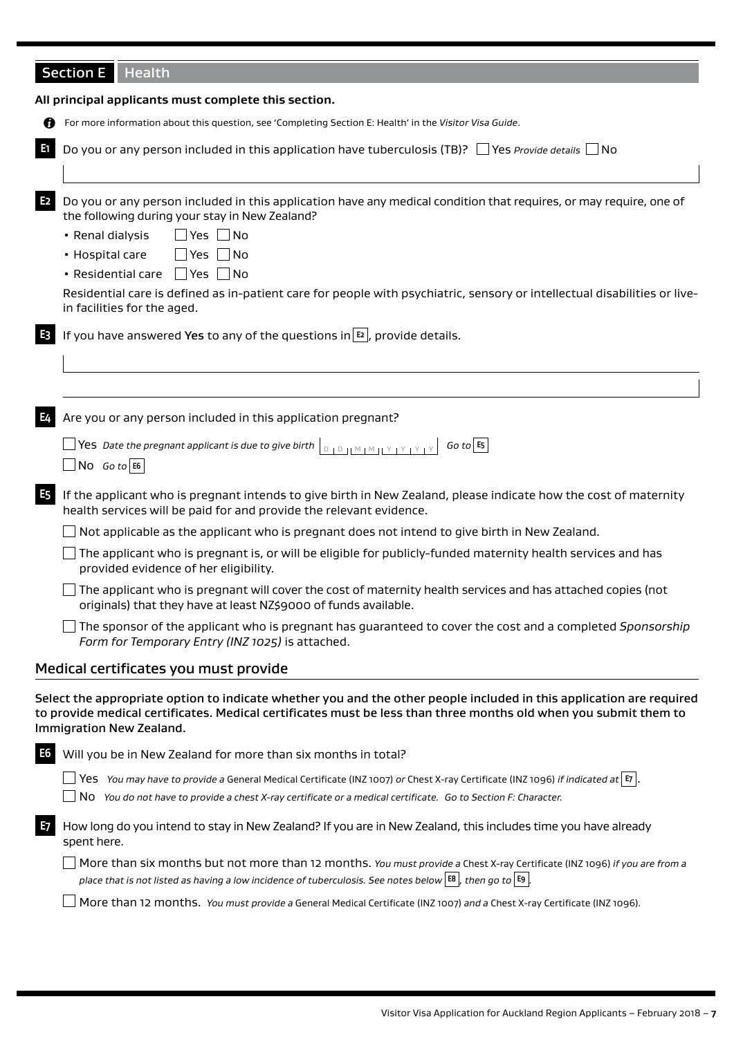## Section E Health

**All principal applicants must complete this section.**

For more information about this question, see 'Completing Section E: Health' in the *Visitor Visa Guide*.

**E1** Do you or any person included in this application have tuberculosis (TB)? ☐ Yes *Provide details* ☐ No

**E2** Do you or any person included in this application have any medical condition that requires, or may require, one of the following during your stay in New Zealand?

- Renal dialysis ☐ Yes ☐ No
- Hospital care ☐ Yes ☐ No
- Residential care ☐ Yes ☐ No

Residential care is defined as in-patient care for people with psychiatric, sensory or intellectual disabilities or live-in facilities for the aged.

**E3** If you have answered **Yes** to any of the questions in **E2**, provide details.

**E4** Are you or any person included in this application pregnant?

☐ Yes *Date the pregnant applicant is due to give birth* D D M M Y Y Y Y *Go to* **E5**

☐ No *Go to* **E6**

**E5** If the applicant who is pregnant intends to give birth in New Zealand, please indicate how the cost of maternity health services will be paid for and provide the relevant evidence.

☐ Not applicable as the applicant who is pregnant does not intend to give birth in New Zealand.

☐ The applicant who is pregnant is, or will be eligible for publicly-funded maternity health services and has provided evidence of her eligibility.

☐ The applicant who is pregnant will cover the cost of maternity health services and has attached copies (not originals) that they have at least NZ$9000 of funds available.

☐ The sponsor of the applicant who is pregnant has guaranteed to cover the cost and a completed *Sponsorship Form for Temporary Entry (INZ 1025)* is attached.

### Medical certificates you must provide

**Select the appropriate option to indicate whether you and the other people included in this application are required to provide medical certificates. Medical certificates must be less than three months old when you submit them to Immigration New Zealand.**

**E6** Will you be in New Zealand for more than six months in total?

☐ Yes *You may have to provide a* General Medical Certificate (INZ 1007) *or* Chest X-ray Certificate (INZ 1096) *if indicated at* **E7**.

☐ No *You do not have to provide a chest X-ray certificate or a medical certificate. Go to Section F: Character.*

**E7** How long do you intend to stay in New Zealand? If you are in New Zealand, this includes time you have already spent here.

☐ More than six months but not more than 12 months. *You must provide a* Chest X-ray Certificate (INZ 1096) *if you are from a place that is not listed as having a low incidence of tuberculosis. See notes below* **E8**, *then go to* **E9**.

☐ More than 12 months. *You must provide a* General Medical Certificate (INZ 1007) *and a* Chest X-ray Certificate (INZ 1096).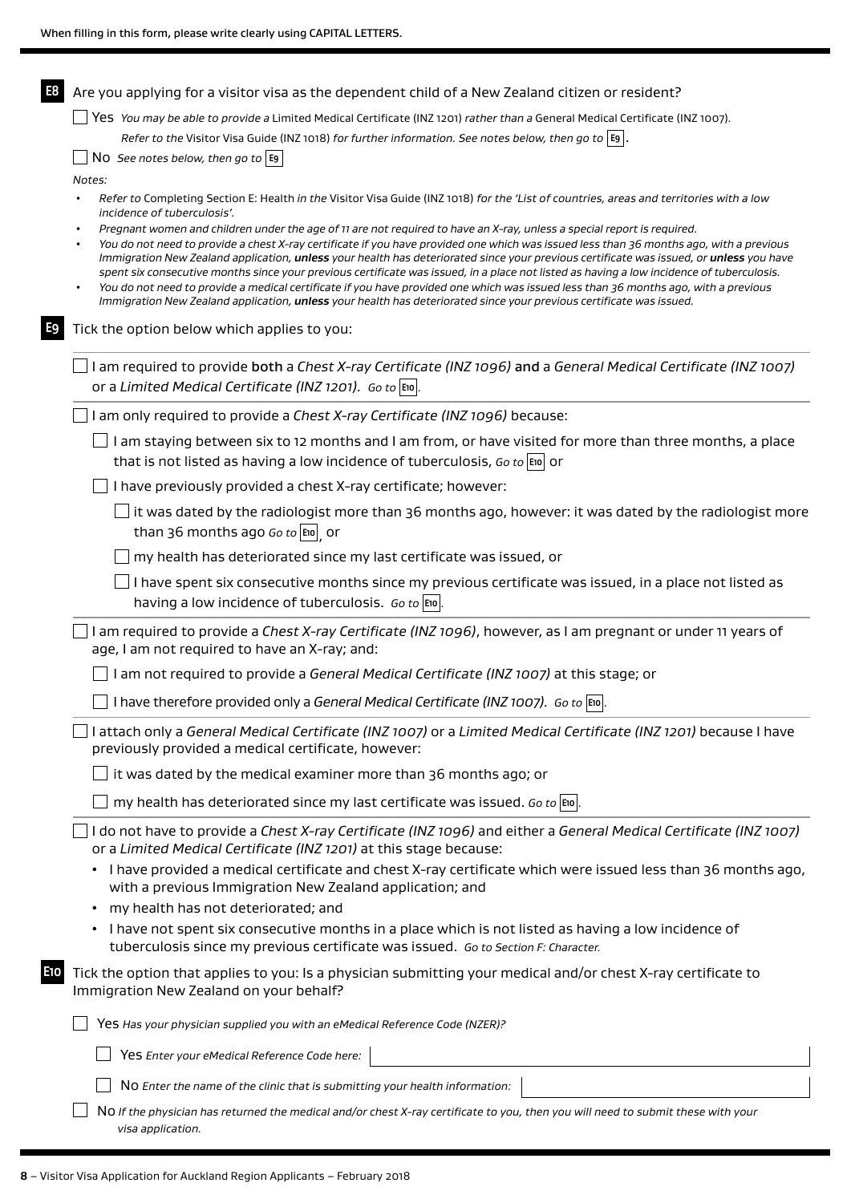When filling in this form, please write clearly using CAPITAL LETTERS.

**E8** Are you applying for a visitor visa as the dependent child of a New Zealand citizen or resident?

☐ Yes *You may be able to provide a* Limited Medical Certificate (INZ 1201) *rather than a* General Medical Certificate (INZ 1007). *Refer to the* Visitor Visa Guide (INZ 1018) *for further information. See notes below, then go to* **E9**.

☐ No *See notes below, then go to* **E9**

*Notes:*

- *Refer to* Completing Section E: Health *in the* Visitor Visa Guide (INZ 1018) *for the 'List of countries, areas and territories with a low incidence of tuberculosis'.*
- *Pregnant women and children under the age of 11 are not required to have an X-ray, unless a special report is required.*
- *You do not need to provide a chest X-ray certificate if you have provided one which was issued less than 36 months ago, with a previous Immigration New Zealand application,* ***unless*** *your health has deteriorated since your previous certificate was issued, or* ***unless*** *you have spent six consecutive months since your previous certificate was issued, in a place not listed as having a low incidence of tuberculosis.*
- *You do not need to provide a medical certificate if you have provided one which was issued less than 36 months ago, with a previous Immigration New Zealand application,* ***unless*** *your health has deteriorated since your previous certificate was issued.*

**E9** Tick the option below which applies to you:

☐ I am required to provide **both** a *Chest X-ray Certificate (INZ 1096)* **and** a *General Medical Certificate (INZ 1007)* or a *Limited Medical Certificate (INZ 1201). Go to* **E10**.

☐ I am only required to provide a *Chest X-ray Certificate (INZ 1096)* because:

- ☐ I am staying between six to 12 months and I am from, or have visited for more than three months, a place that is not listed as having a low incidence of tuberculosis, *Go to* **E10** or
- ☐ I have previously provided a chest X-ray certificate; however:
  - ☐ it was dated by the radiologist more than 36 months ago, however: it was dated by the radiologist more than 36 months ago *Go to* **E10**, or
  - ☐ my health has deteriorated since my last certificate was issued, or
  - ☐ I have spent six consecutive months since my previous certificate was issued, in a place not listed as having a low incidence of tuberculosis. *Go to* **E10**.

☐ I am required to provide a *Chest X-ray Certificate (INZ 1096)*, however, as I am pregnant or under 11 years of age, I am not required to have an X-ray; and:

- ☐ I am not required to provide a *General Medical Certificate (INZ 1007)* at this stage; or
- ☐ I have therefore provided only a *General Medical Certificate (INZ 1007). Go to* **E10**.

☐ I attach only a *General Medical Certificate (INZ 1007)* or a *Limited Medical Certificate (INZ 1201)* because I have previously provided a medical certificate, however:

- ☐ it was dated by the medical examiner more than 36 months ago; or
- ☐ my health has deteriorated since my last certificate was issued. *Go to* **E10**.

☐ I do not have to provide a *Chest X-ray Certificate (INZ 1096)* and either a *General Medical Certificate (INZ 1007)* or a *Limited Medical Certificate (INZ 1201)* at this stage because:

- I have provided a medical certificate and chest X-ray certificate which were issued less than 36 months ago, with a previous Immigration New Zealand application; and
- my health has not deteriorated; and
- I have not spent six consecutive months in a place which is not listed as having a low incidence of tuberculosis since my previous certificate was issued. *Go to Section F: Character.*

**E10** Tick the option that applies to you: Is a physician submitting your medical and/or chest X-ray certificate to Immigration New Zealand on your behalf?

☐ Yes *Has your physician supplied you with an eMedical Reference Code (NZER)?*

- ☐ Yes *Enter your eMedical Reference Code here:* ____________________
- ☐ No *Enter the name of the clinic that is submitting your health information:* ____________________

☐ No *If the physician has returned the medical and/or chest X-ray certificate to you, then you will need to submit these with your visa application.*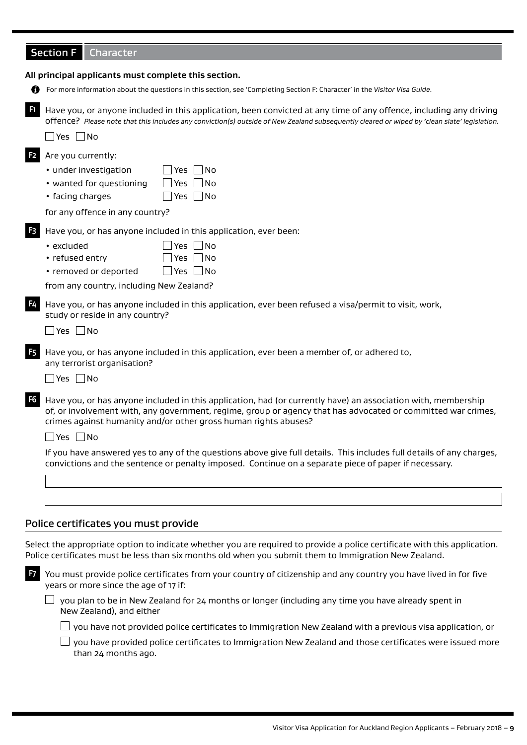## Section F Character

**All principal applicants must complete this section.**

For more information about the questions in this section, see 'Completing Section F: Character' in the *Visitor Visa Guide*.

**F1** Have you, or anyone included in this application, been convicted at any time of any offence, including any driving offence? *Please note that this includes any conviction(s) outside of New Zealand subsequently cleared or wiped by 'clean slate' legislation.*

☐ Yes ☐ No

**F2** Are you currently:

- under investigation ☐ Yes ☐ No
- wanted for questioning ☐ Yes ☐ No
- facing charges ☐ Yes ☐ No

for any offence in any country?

**F3** Have you, or has anyone included in this application, ever been:

- excluded ☐ Yes ☐ No
- refused entry ☐ Yes ☐ No
- removed or deported ☐ Yes ☐ No

from any country, including New Zealand?

**F4** Have you, or has anyone included in this application, ever been refused a visa/permit to visit, work, study or reside in any country?

☐ Yes ☐ No

**F5** Have you, or has anyone included in this application, ever been a member of, or adhered to, any terrorist organisation?

☐ Yes ☐ No

**F6** Have you, or has anyone included in this application, had (or currently have) an association with, membership of, or involvement with, any government, regime, group or agency that has advocated or committed war crimes, crimes against humanity and/or other gross human rights abuses?

☐ Yes ☐ No

If you have answered yes to any of the questions above give full details. This includes full details of any charges, convictions and the sentence or penalty imposed. Continue on a separate piece of paper if necessary.

### Police certificates you must provide

Select the appropriate option to indicate whether you are required to provide a police certificate with this application. Police certificates must be less than six months old when you submit them to Immigration New Zealand.

**F7** You must provide police certificates from your country of citizenship and any country you have lived in for five years or more since the age of 17 if:

☐ you plan to be in New Zealand for 24 months or longer (including any time you have already spent in New Zealand), and either

☐ you have not provided police certificates to Immigration New Zealand with a previous visa application, or

☐ you have provided police certificates to Immigration New Zealand and those certificates were issued more than 24 months ago.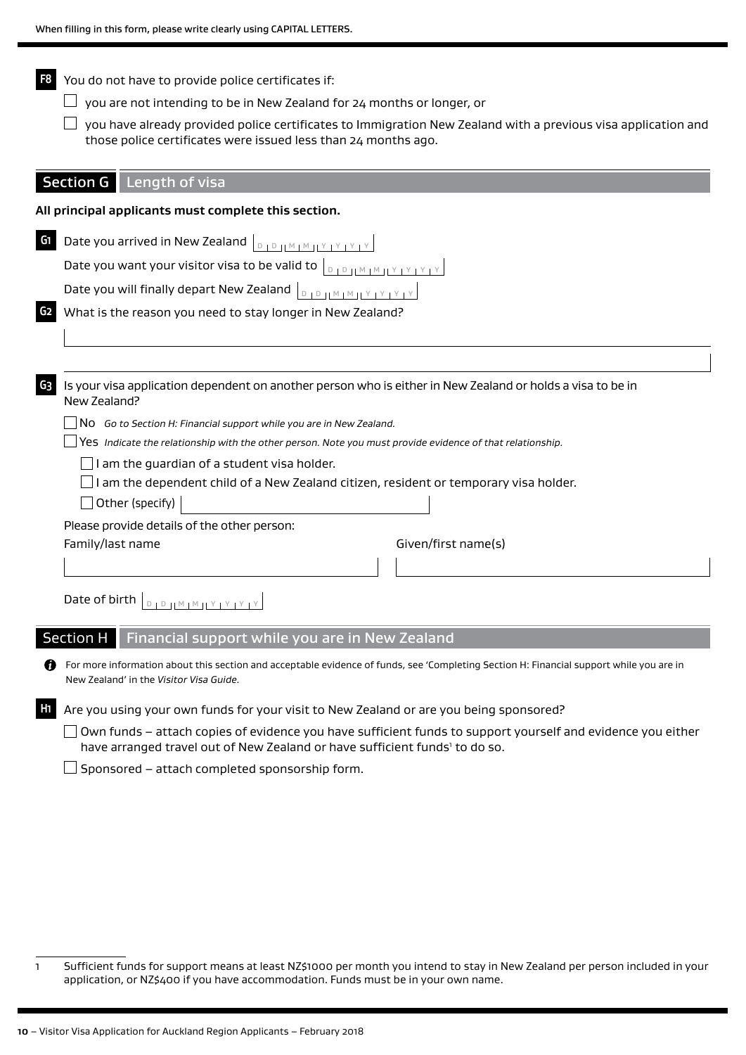**F8** You do not have to provide police certificates if:

- ☐ you are not intending to be in New Zealand for 24 months or longer, or
- ☐ you have already provided police certificates to Immigration New Zealand with a previous visa application and those police certificates were issued less than 24 months ago.

## Section G Length of visa

**All principal applicants must complete this section.**

**G1** Date you arrived in New Zealand DD MM YYYY

Date you want your visitor visa to be valid to DD MM YYYY

Date you will finally depart New Zealand DD MM YYYY

**G2** What is the reason you need to stay longer in New Zealand?

**G3** Is your visa application dependent on another person who is either in New Zealand or holds a visa to be in New Zealand?

- ☐ No *Go to Section H: Financial support while you are in New Zealand.*
- ☐ Yes *Indicate the relationship with the other person. Note you must provide evidence of that relationship.*
  - ☐ I am the guardian of a student visa holder.
  - ☐ I am the dependent child of a New Zealand citizen, resident or temporary visa holder.
  - ☐ Other (specify)

Please provide details of the other person:

Family/last name | Given/first name(s)

Date of birth DD MM YYYY

## Section H Financial support while you are in New Zealand

For more information about this section and acceptable evidence of funds, see 'Completing Section H: Financial support while you are in New Zealand' in the *Visitor Visa Guide.*

**H1** Are you using your own funds for your visit to New Zealand or are you being sponsored?

- ☐ Own funds – attach copies of evidence you have sufficient funds to support yourself and evidence you either have arranged travel out of New Zealand or have sufficient funds[1] to do so.
- ☐ Sponsored – attach completed sponsorship form.

---

1 Sufficient funds for support means at least NZ$1000 per month you intend to stay in New Zealand per person included in your application, or NZ$400 if you have accommodation. Funds must be in your own name.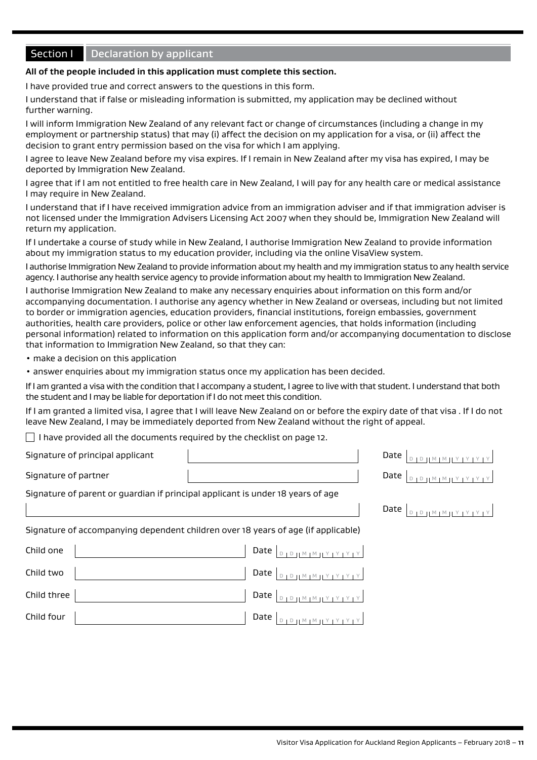## Section I Declaration by applicant

**All of the people included in this application must complete this section.**

I have provided true and correct answers to the questions in this form.

I understand that if false or misleading information is submitted, my application may be declined without further warning.

I will inform Immigration New Zealand of any relevant fact or change of circumstances (including a change in my employment or partnership status) that may (i) affect the decision on my application for a visa, or (ii) affect the decision to grant entry permission based on the visa for which I am applying.

I agree to leave New Zealand before my visa expires. If I remain in New Zealand after my visa has expired, I may be deported by Immigration New Zealand.

I agree that if I am not entitled to free health care in New Zealand, I will pay for any health care or medical assistance I may require in New Zealand.

I understand that if I have received immigration advice from an immigration adviser and if that immigration adviser is not licensed under the Immigration Advisers Licensing Act 2007 when they should be, Immigration New Zealand will return my application.

If I undertake a course of study while in New Zealand, I authorise Immigration New Zealand to provide information about my immigration status to my education provider, including via the online VisaView system.

I authorise Immigration New Zealand to provide information about my health and my immigration status to any health service agency. I authorise any health service agency to provide information about my health to Immigration New Zealand.

I authorise Immigration New Zealand to make any necessary enquiries about information on this form and/or accompanying documentation. I authorise any agency whether in New Zealand or overseas, including but not limited to border or immigration agencies, education providers, financial institutions, foreign embassies, government authorities, health care providers, police or other law enforcement agencies, that holds information (including personal information) related to information on this application form and/or accompanying documentation to disclose that information to Immigration New Zealand, so that they can:

- make a decision on this application
- answer enquiries about my immigration status once my application has been decided.

If I am granted a visa with the condition that I accompany a student, I agree to live with that student. I understand that both the student and I may be liable for deportation if I do not meet this condition.

If I am granted a limited visa, I agree that I will leave New Zealand on or before the expiry date of that visa . If I do not leave New Zealand, I may be immediately deported from New Zealand without the right of appeal.

☐ I have provided all the documents required by the checklist on page 12.

Signature of principal applicant ____________________ Date DD MM YYYY

Signature of partner ____________________ Date DD MM YYYY

Signature of parent or guardian if principal applicant is under 18 years of age

____________________ Date DD MM YYYY

Signature of accompanying dependent children over 18 years of age (if applicable)

Child one ____________________ Date DD MM YYYY

Child two ____________________ Date DD MM YYYY

Child three ____________________ Date DD MM YYYY

Child four ____________________ Date DD MM YYYY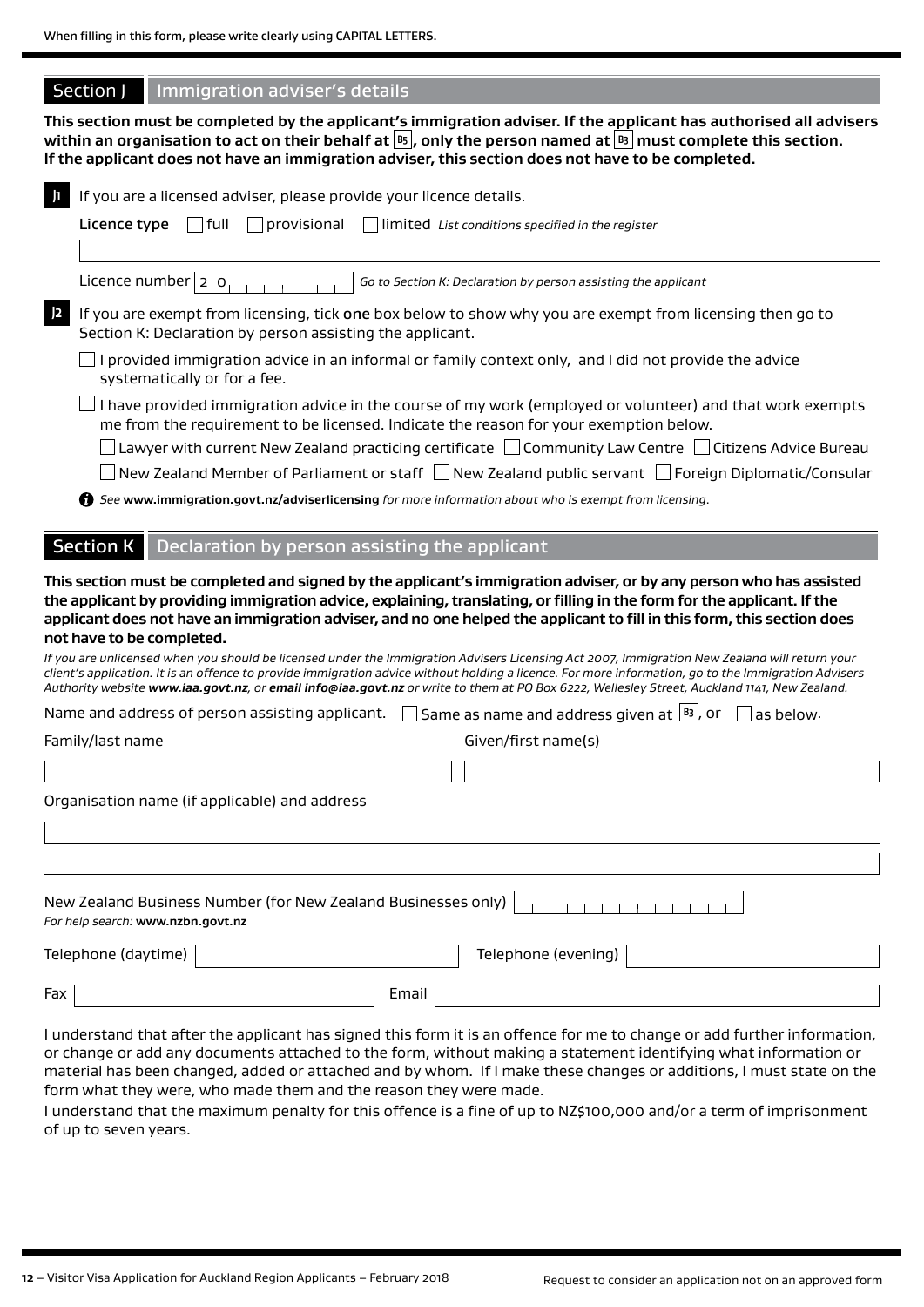When filling in this form, please write clearly using CAPITAL LETTERS.

## Section J Immigration adviser's details

**This section must be completed by the applicant's immigration adviser. If the applicant has authorised all advisers within an organisation to act on their behalf at B5, only the person named at B3 must complete this section. If the applicant does not have an immigration adviser, this section does not have to be completed.**

**J1** If you are a licensed adviser, please provide your licence details.

**Licence type** ☐ full ☐ provisional ☐ limited *List conditions specified in the register*

Licence number 2 0 _ _ _ _ _ _ _ _ *Go to Section K: Declaration by person assisting the applicant*

**J2** If you are exempt from licensing, tick **one** box below to show why you are exempt from licensing then go to Section K: Declaration by person assisting the applicant.

☐ I provided immigration advice in an informal or family context only, and I did not provide the advice systematically or for a fee.

☐ I have provided immigration advice in the course of my work (employed or volunteer) and that work exempts me from the requirement to be licensed. Indicate the reason for your exemption below.

☐ Lawyer with current New Zealand practicing certificate ☐ Community Law Centre ☐ Citizens Advice Bureau

☐ New Zealand Member of Parliament or staff ☐ New Zealand public servant ☐ Foreign Diplomatic/Consular

*See* ***www.immigration.govt.nz/adviserlicensing*** *for more information about who is exempt from licensing.*

## Section K Declaration by person assisting the applicant

**This section must be completed and signed by the applicant's immigration adviser, or by any person who has assisted the applicant by providing immigration advice, explaining, translating, or filling in the form for the applicant. If the applicant does not have an immigration adviser, and no one helped the applicant to fill in this form, this section does not have to be completed.**

*If you are unlicensed when you should be licensed under the Immigration Advisers Licensing Act 2007, Immigration New Zealand will return your client's application. It is an offence to provide immigration advice without holding a licence. For more information, go to the Immigration Advisers Authority website* ***www.iaa.govt.nz****, or* ***email info@iaa.govt.nz*** *or write to them at PO Box 6222, Wellesley Street, Auckland 1141, New Zealand.*

Name and address of person assisting applicant. ☐ Same as name and address given at B3, or ☐ as below.

Family/last name

Given/first name(s)

Organisation name (if applicable) and address

New Zealand Business Number (for New Zealand Businesses only)

*For help search:* ***www.nzbn.govt.nz***

Telephone (daytime)

Telephone (evening)

Fax

Email

I understand that after the applicant has signed this form it is an offence for me to change or add further information, or change or add any documents attached to the form, without making a statement identifying what information or material has been changed, added or attached and by whom. If I make these changes or additions, I must state on the form what they were, who made them and the reason they were made.

I understand that the maximum penalty for this offence is a fine of up to NZ$100,000 and/or a term of imprisonment of up to seven years.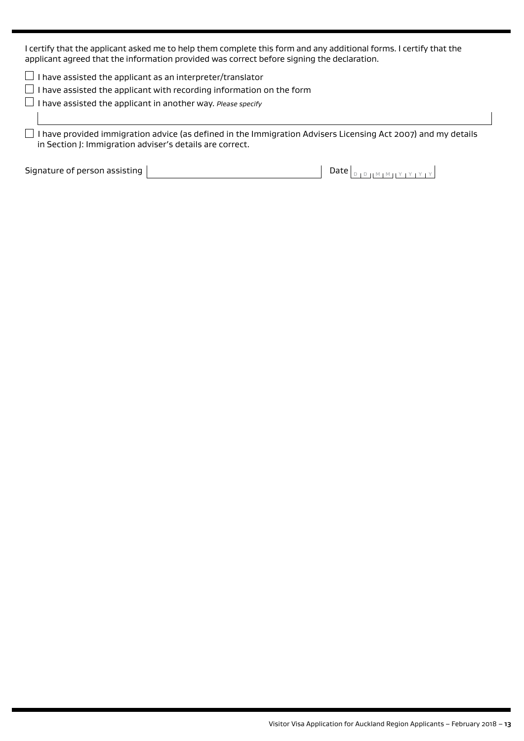I certify that the applicant asked me to help them complete this form and any additional forms. I certify that the applicant agreed that the information provided was correct before signing the declaration.

- ☐ I have assisted the applicant as an interpreter/translator
- ☐ I have assisted the applicant with recording information on the form
- ☐ I have assisted the applicant in another way. *Please specify*

- ☐ I have provided immigration advice (as defined in the Immigration Advisers Licensing Act 2007) and my details in Section J: Immigration adviser's details are correct.

Signature of person assisting

Date D D M M Y Y Y Y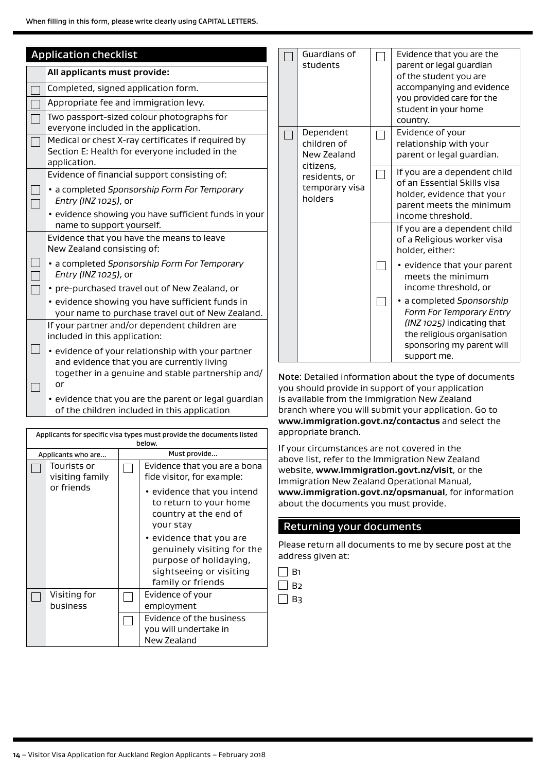When filling in this form, please write clearly using CAPITAL LETTERS.

## Application checklist

| | All applicants must provide: |
|---|---|
| ☐ | Completed, signed application form. |
| ☐ | Appropriate fee and immigration levy. |
| ☐ | Two passport-sized colour photographs for everyone included in the application. |
| ☐ | Medical or chest X-ray certificates if required by Section E: Health for everyone included in the application. |
| | Evidence of financial support consisting of: |
| ☐ | • a completed *Sponsorship Form For Temporary Entry (INZ 1025)*, or |
| ☐ | • evidence showing you have sufficient funds in your name to support yourself. |
| | Evidence that you have the means to leave New Zealand consisting of: |
| ☐ | • a completed *Sponsorship Form For Temporary Entry (INZ 1025)*, or |
| ☐ | • pre-purchased travel out of New Zealand, or |
| ☐ | • evidence showing you have sufficient funds in your name to purchase travel out of New Zealand. |
| | If your partner and/or dependent children are included in this application: |
| ☐ | • evidence of your relationship with your partner and evidence that you are currently living together in a genuine and stable partnership and/or |
| ☐ | • evidence that you are the parent or legal guardian of the children included in this application |

Applicants for specific visa types must provide the documents listed below.

| | Applicants who are... | | Must provide... |
|---|---|---|---|
| ☐ | Tourists or visiting family or friends | ☐ | Evidence that you are a bona fide visitor, for example: • evidence that you intend to return to your home country at the end of your stay • evidence that you are genuinely visiting for the purpose of holidaying, sightseeing or visiting family or friends |
| ☐ | Visiting for business | ☐ | Evidence of your employment |
| | | ☐ | Evidence of the business you will undertake in New Zealand |
| ☐ | Guardians of students | ☐ | Evidence that you are the parent or legal guardian of the student you are accompanying and evidence you provided care for the student in your home country. |
| ☐ | Dependent children of New Zealand citizens, residents, or temporary visa holders | ☐ | Evidence of your relationship with your parent or legal guardian. |
| | | ☐ | If you are a dependent child of an Essential Skills visa holder, evidence that your parent meets the minimum income threshold. |
| | | | If you are a dependent child of a Religious worker visa holder, either: |
| | | ☐ | • evidence that your parent meets the minimum income threshold, or |
| | | ☐ | • a completed *Sponsorship Form For Temporary Entry (INZ 1025)* indicating that the religious organisation sponsoring my parent will support me. |

Note: Detailed information about the type of documents you should provide in support of your application is available from the Immigration New Zealand branch where you will submit your application. Go to **www.immigration.govt.nz/contactus** and select the appropriate branch.

If your circumstances are not covered in the above list, refer to the Immigration New Zealand website, **www.immigration.govt.nz/visit**, or the Immigration New Zealand Operational Manual, **www.immigration.govt.nz/opsmanual**, for information about the documents you must provide.

## Returning your documents

Please return all documents to me by secure post at the address given at:

☐ B1
☐ B2
☐ B3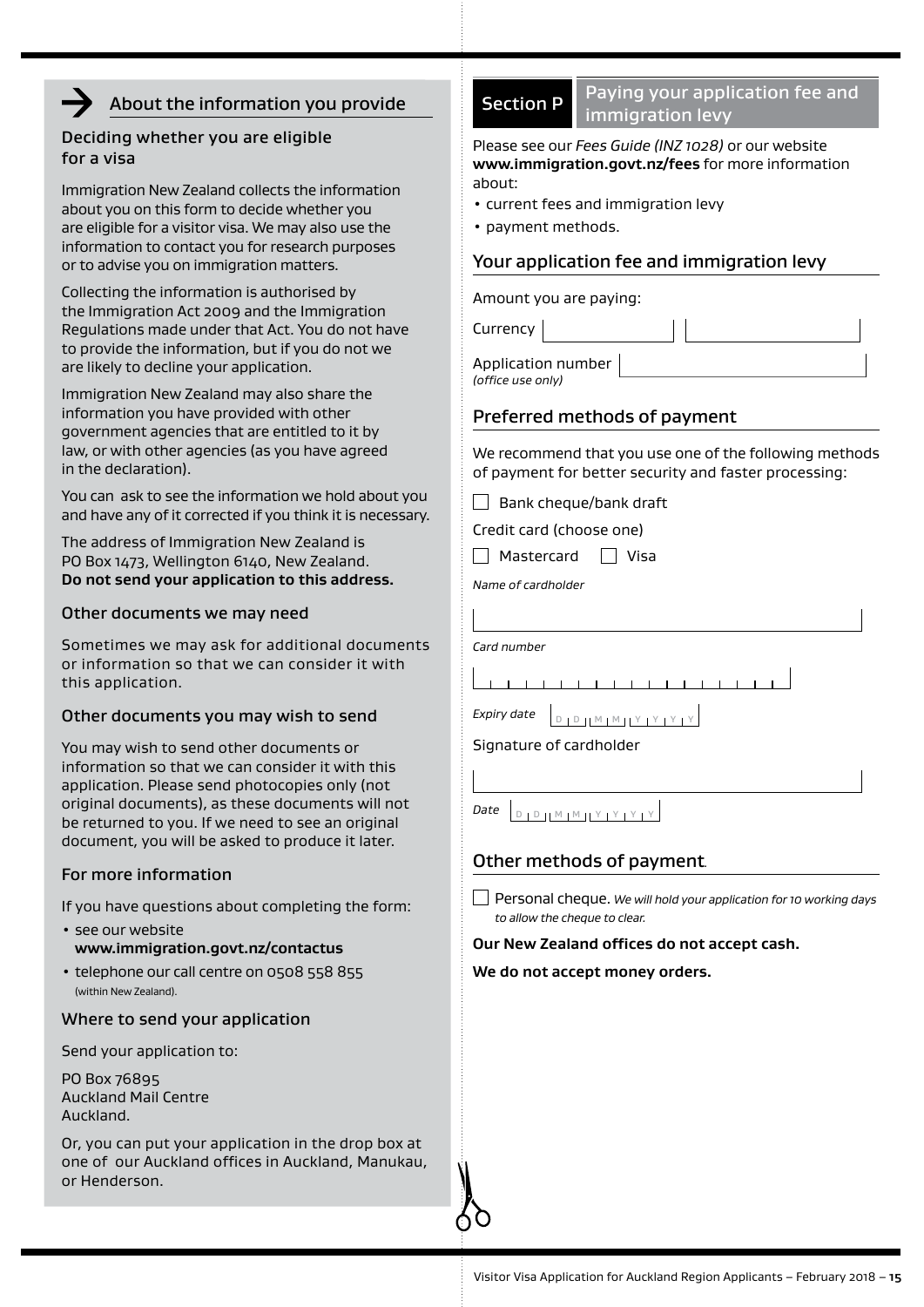## About the information you provide

### Deciding whether you are eligible for a visa

Immigration New Zealand collects the information about you on this form to decide whether you are eligible for a visitor visa. We may also use the information to contact you for research purposes or to advise you on immigration matters.

Collecting the information is authorised by the Immigration Act 2009 and the Immigration Regulations made under that Act. You do not have to provide the information, but if you do not we are likely to decline your application.

Immigration New Zealand may also share the information you have provided with other government agencies that are entitled to it by law, or with other agencies (as you have agreed in the declaration).

You can ask to see the information we hold about you and have any of it corrected if you think it is necessary.

The address of Immigration New Zealand is PO Box 1473, Wellington 6140, New Zealand. **Do not send your application to this address.**

### Other documents we may need

Sometimes we may ask for additional documents or information so that we can consider it with this application.

### Other documents you may wish to send

You may wish to send other documents or information so that we can consider it with this application. Please send photocopies only (not original documents), as these documents will not be returned to you. If we need to see an original document, you will be asked to produce it later.

### For more information

If you have questions about completing the form:

- see our website **www.immigration.govt.nz/contactus**
- telephone our call centre on 0508 558 855 (within New Zealand).

### Where to send your application

Send your application to:

PO Box 76895
Auckland Mail Centre
Auckland.

Or, you can put your application in the drop box at one of our Auckland offices in Auckland, Manukau, or Henderson.

## Section P Paying your application fee and immigration levy

Please see our *Fees Guide (INZ 1028)* or our website **www.immigration.govt.nz/fees** for more information about:

- current fees and immigration levy
- payment methods.

### Your application fee and immigration levy

Amount you are paying:

Currency

Application number
*(office use only)*

### Preferred methods of payment

We recommend that you use one of the following methods of payment for better security and faster processing:

☐ Bank cheque/bank draft

Credit card (choose one)

☐ Mastercard ☐ Visa

*Name of cardholder*

*Card number*

*Expiry date* D D M M Y Y Y Y

Signature of cardholder

*Date* D D M M Y Y Y Y

### Other methods of payment

☐ Personal cheque. *We will hold your application for 10 working days to allow the cheque to clear.*

**Our New Zealand offices do not accept cash.**

**We do not accept money orders.**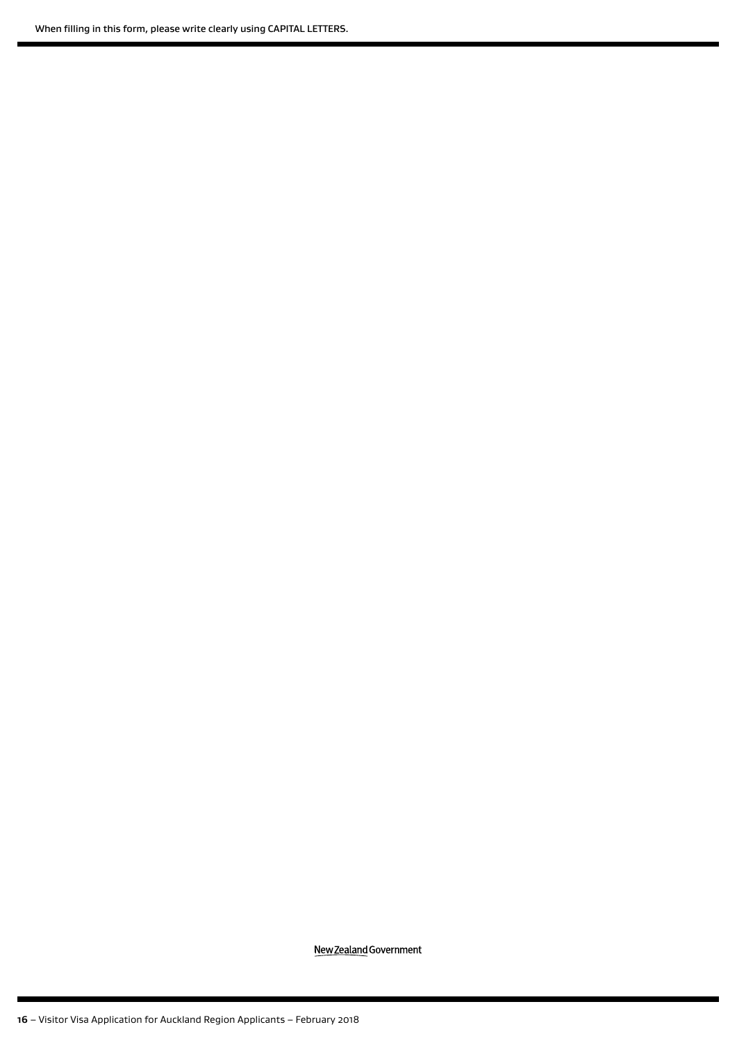New Zealand Government